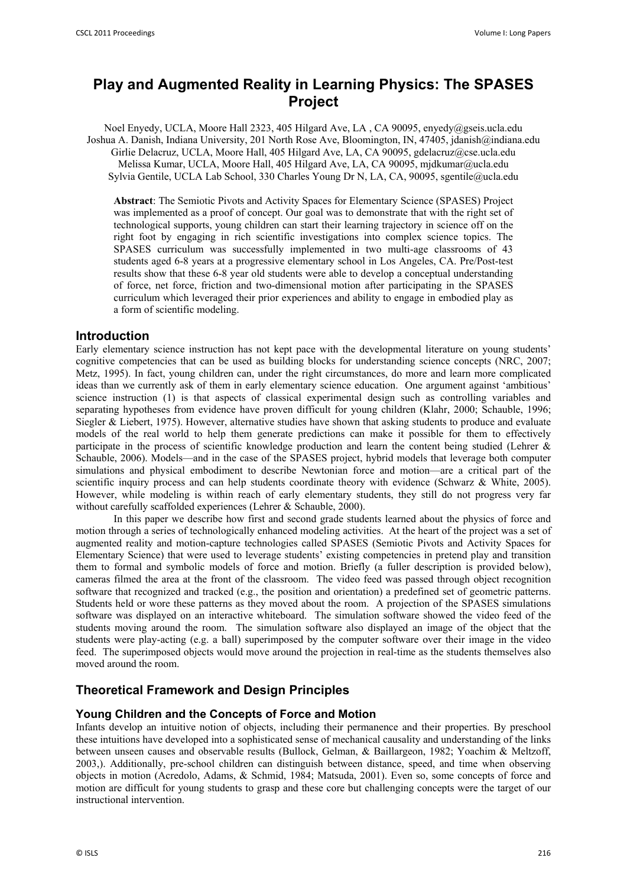# Play and Augmented Reality in Learning Physics: The SPASES Project

Noel Enyedy, UCLA, Moore Hall 2323, 405 Hilgard Ave, LA , CA 90095, enyedy@gseis.ucla.edu
Joshua A. Danish, Indiana University, 201 North Rose Ave, Bloomington, IN, 47405, jdanish@indiana.edu
Girlie Delacruz, UCLA, Moore Hall, 405 Hilgard Ave, LA, CA 90095, gdelacruz@cse.ucla.edu
Melissa Kumar, UCLA, Moore Hall, 405 Hilgard Ave, LA, CA 90095, mjdkumar@ucla.edu
Sylvia Gentile, UCLA Lab School, 330 Charles Young Dr N, LA, CA, 90095, sgentile@ucla.edu

**Abstract**: The Semiotic Pivots and Activity Spaces for Elementary Science (SPASES) Project was implemented as a proof of concept. Our goal was to demonstrate that with the right set of technological supports, young children can start their learning trajectory in science off on the right foot by engaging in rich scientific investigations into complex science topics. The SPASES curriculum was successfully implemented in two multi-age classrooms of 43 students aged 6-8 years at a progressive elementary school in Los Angeles, CA. Pre/Post-test results show that these 6-8 year old students were able to develop a conceptual understanding of force, net force, friction and two-dimensional motion after participating in the SPASES curriculum which leveraged their prior experiences and ability to engage in embodied play as a form of scientific modeling.

## Introduction

Early elementary science instruction has not kept pace with the developmental literature on young students' cognitive competencies that can be used as building blocks for understanding science concepts (NRC, 2007; Metz, 1995). In fact, young children can, under the right circumstances, do more and learn more complicated ideas than we currently ask of them in early elementary science education. One argument against 'ambitious' science instruction (1) is that aspects of classical experimental design such as controlling variables and separating hypotheses from evidence have proven difficult for young children (Klahr, 2000; Schauble, 1996; Siegler & Liebert, 1975). However, alternative studies have shown that asking students to produce and evaluate models of the real world to help them generate predictions can make it possible for them to effectively participate in the process of scientific knowledge production and learn the content being studied (Lehrer & Schauble, 2006). Models—and in the case of the SPASES project, hybrid models that leverage both computer simulations and physical embodiment to describe Newtonian force and motion—are a critical part of the scientific inquiry process and can help students coordinate theory with evidence (Schwarz & White, 2005). However, while modeling is within reach of early elementary students, they still do not progress very far without carefully scaffolded experiences (Lehrer & Schauble, 2000).

In this paper we describe how first and second grade students learned about the physics of force and motion through a series of technologically enhanced modeling activities. At the heart of the project was a set of augmented reality and motion-capture technologies called SPASES (Semiotic Pivots and Activity Spaces for Elementary Science) that were used to leverage students' existing competencies in pretend play and transition them to formal and symbolic models of force and motion. Briefly (a fuller description is provided below), cameras filmed the area at the front of the classroom. The video feed was passed through object recognition software that recognized and tracked (e.g., the position and orientation) a predefined set of geometric patterns. Students held or wore these patterns as they moved about the room. A projection of the SPASES simulations software was displayed on an interactive whiteboard. The simulation software showed the video feed of the students moving around the room. The simulation software also displayed an image of the object that the students were play-acting (e.g. a ball) superimposed by the computer software over their image in the video feed. The superimposed objects would move around the projection in real-time as the students themselves also moved around the room.

## Theoretical Framework and Design Principles

### Young Children and the Concepts of Force and Motion

Infants develop an intuitive notion of objects, including their permanence and their properties. By preschool these intuitions have developed into a sophisticated sense of mechanical causality and understanding of the links between unseen causes and observable results (Bullock, Gelman, & Baillargeon, 1982; Yoachim & Meltzoff, 2003,). Additionally, pre-school children can distinguish between distance, speed, and time when observing objects in motion (Acredolo, Adams, & Schmid, 1984; Matsuda, 2001). Even so, some concepts of force and motion are difficult for young students to grasp and these core but challenging concepts were the target of our instructional intervention.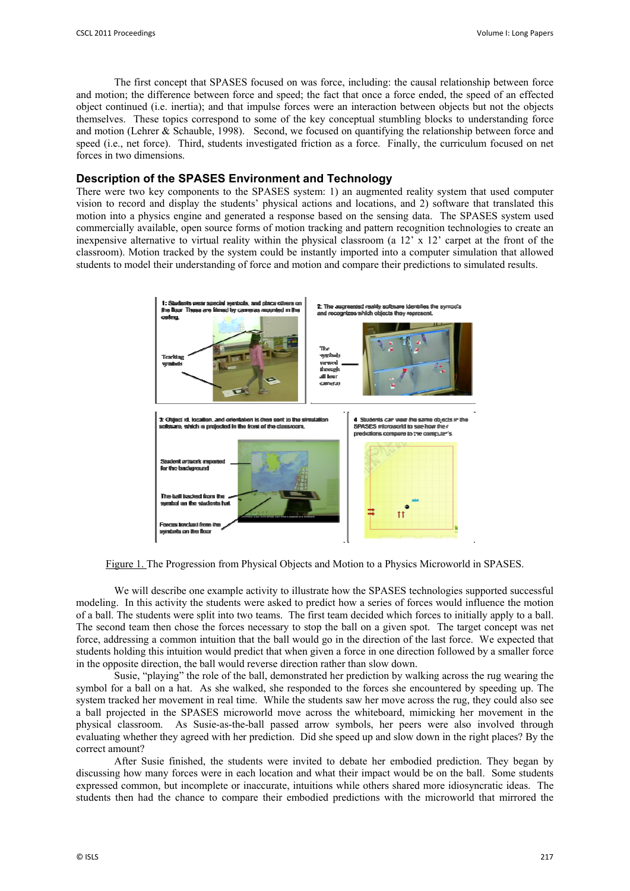The first concept that SPASES focused on was force, including: the causal relationship between force and motion; the difference between force and speed; the fact that once a force ended, the speed of an effected object continued (i.e. inertia); and that impulse forces were an interaction between objects but not the objects themselves. These topics correspond to some of the key conceptual stumbling blocks to understanding force and motion (Lehrer & Schauble, 1998). Second, we focused on quantifying the relationship between force and speed (i.e., net force). Third, students investigated friction as a force. Finally, the curriculum focused on net forces in two dimensions.

## Description of the SPASES Environment and Technology

There were two key components to the SPASES system: 1) an augmented reality system that used computer vision to record and display the students' physical actions and locations, and 2) software that translated this motion into a physics engine and generated a response based on the sensing data. The SPASES system used commercially available, open source forms of motion tracking and pattern recognition technologies to create an inexpensive alternative to virtual reality within the physical classroom (a 12' x 12' carpet at the front of the classroom). Motion tracked by the system could be instantly imported into a computer simulation that allowed students to model their understanding of force and motion and compare their predictions to simulated results.

Figure 1. The Progression from Physical Objects and Motion to a Physics Microworld in SPASES.

We will describe one example activity to illustrate how the SPASES technologies supported successful modeling. In this activity the students were asked to predict how a series of forces would influence the motion of a ball. The students were split into two teams. The first team decided which forces to initially apply to a ball. The second team then chose the forces necessary to stop the ball on a given spot. The target concept was net force, addressing a common intuition that the ball would go in the direction of the last force. We expected that students holding this intuition would predict that when given a force in one direction followed by a smaller force in the opposite direction, the ball would reverse direction rather than slow down.

Susie, "playing" the role of the ball, demonstrated her prediction by walking across the rug wearing the symbol for a ball on a hat. As she walked, she responded to the forces she encountered by speeding up. The system tracked her movement in real time. While the students saw her move across the rug, they could also see a ball projected in the SPASES microworld move across the whiteboard, mimicking her movement in the physical classroom. As Susie-as-the-ball passed arrow symbols, her peers were also involved through evaluating whether they agreed with her prediction. Did she speed up and slow down in the right places? By the correct amount?

After Susie finished, the students were invited to debate her embodied prediction. They began by discussing how many forces were in each location and what their impact would be on the ball. Some students expressed common, but incomplete or inaccurate, intuitions while others shared more idiosyncratic ideas. The students then had the chance to compare their embodied predictions with the microworld that mirrored the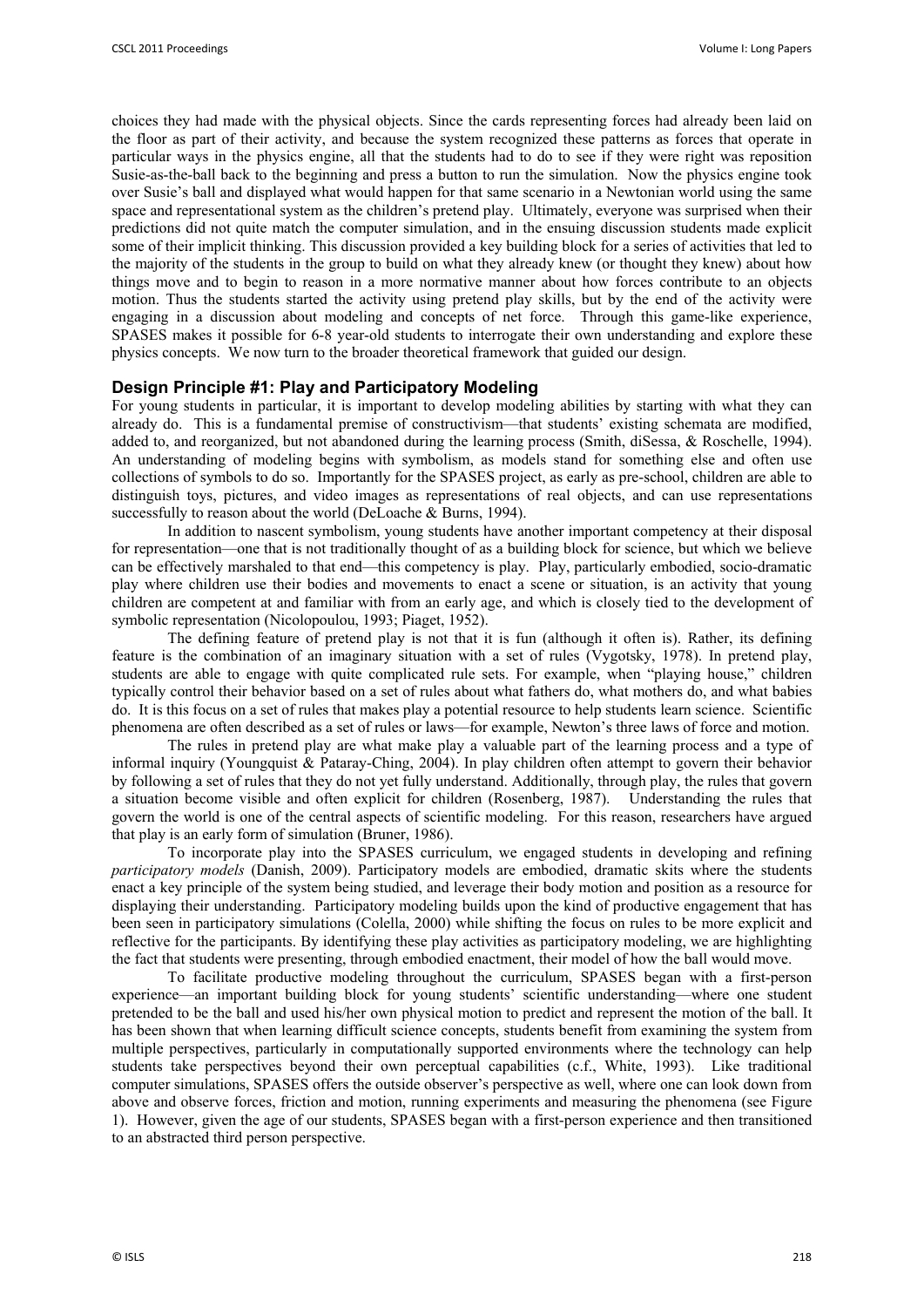choices they had made with the physical objects. Since the cards representing forces had already been laid on the floor as part of their activity, and because the system recognized these patterns as forces that operate in particular ways in the physics engine, all that the students had to do to see if they were right was reposition Susie-as-the-ball back to the beginning and press a button to run the simulation. Now the physics engine took over Susie's ball and displayed what would happen for that same scenario in a Newtonian world using the same space and representational system as the children's pretend play. Ultimately, everyone was surprised when their predictions did not quite match the computer simulation, and in the ensuing discussion students made explicit some of their implicit thinking. This discussion provided a key building block for a series of activities that led to the majority of the students in the group to build on what they already knew (or thought they knew) about how things move and to begin to reason in a more normative manner about how forces contribute to an objects motion. Thus the students started the activity using pretend play skills, but by the end of the activity were engaging in a discussion about modeling and concepts of net force. Through this game-like experience, SPASES makes it possible for 6-8 year-old students to interrogate their own understanding and explore these physics concepts. We now turn to the broader theoretical framework that guided our design.

## Design Principle #1: Play and Participatory Modeling

For young students in particular, it is important to develop modeling abilities by starting with what they can already do. This is a fundamental premise of constructivism—that students' existing schemata are modified, added to, and reorganized, but not abandoned during the learning process (Smith, diSessa, & Roschelle, 1994). An understanding of modeling begins with symbolism, as models stand for something else and often use collections of symbols to do so. Importantly for the SPASES project, as early as pre-school, children are able to distinguish toys, pictures, and video images as representations of real objects, and can use representations successfully to reason about the world (DeLoache & Burns, 1994).

In addition to nascent symbolism, young students have another important competency at their disposal for representation—one that is not traditionally thought of as a building block for science, but which we believe can be effectively marshaled to that end—this competency is play. Play, particularly embodied, socio-dramatic play where children use their bodies and movements to enact a scene or situation, is an activity that young children are competent at and familiar with from an early age, and which is closely tied to the development of symbolic representation (Nicolopoulou, 1993; Piaget, 1952).

The defining feature of pretend play is not that it is fun (although it often is). Rather, its defining feature is the combination of an imaginary situation with a set of rules (Vygotsky, 1978). In pretend play, students are able to engage with quite complicated rule sets. For example, when "playing house," children typically control their behavior based on a set of rules about what fathers do, what mothers do, and what babies do. It is this focus on a set of rules that makes play a potential resource to help students learn science. Scientific phenomena are often described as a set of rules or laws—for example, Newton's three laws of force and motion.

The rules in pretend play are what make play a valuable part of the learning process and a type of informal inquiry (Youngquist & Pataray-Ching, 2004). In play children often attempt to govern their behavior by following a set of rules that they do not yet fully understand. Additionally, through play, the rules that govern a situation become visible and often explicit for children (Rosenberg, 1987). Understanding the rules that govern the world is one of the central aspects of scientific modeling. For this reason, researchers have argued that play is an early form of simulation (Bruner, 1986).

To incorporate play into the SPASES curriculum, we engaged students in developing and refining *participatory models* (Danish, 2009). Participatory models are embodied, dramatic skits where the students enact a key principle of the system being studied, and leverage their body motion and position as a resource for displaying their understanding. Participatory modeling builds upon the kind of productive engagement that has been seen in participatory simulations (Colella, 2000) while shifting the focus on rules to be more explicit and reflective for the participants. By identifying these play activities as participatory modeling, we are highlighting the fact that students were presenting, through embodied enactment, their model of how the ball would move.

To facilitate productive modeling throughout the curriculum, SPASES began with a first-person experience—an important building block for young students' scientific understanding—where one student pretended to be the ball and used his/her own physical motion to predict and represent the motion of the ball. It has been shown that when learning difficult science concepts, students benefit from examining the system from multiple perspectives, particularly in computationally supported environments where the technology can help students take perspectives beyond their own perceptual capabilities (c.f., White, 1993). Like traditional computer simulations, SPASES offers the outside observer's perspective as well, where one can look down from above and observe forces, friction and motion, running experiments and measuring the phenomena (see Figure 1). However, given the age of our students, SPASES began with a first-person experience and then transitioned to an abstracted third person perspective.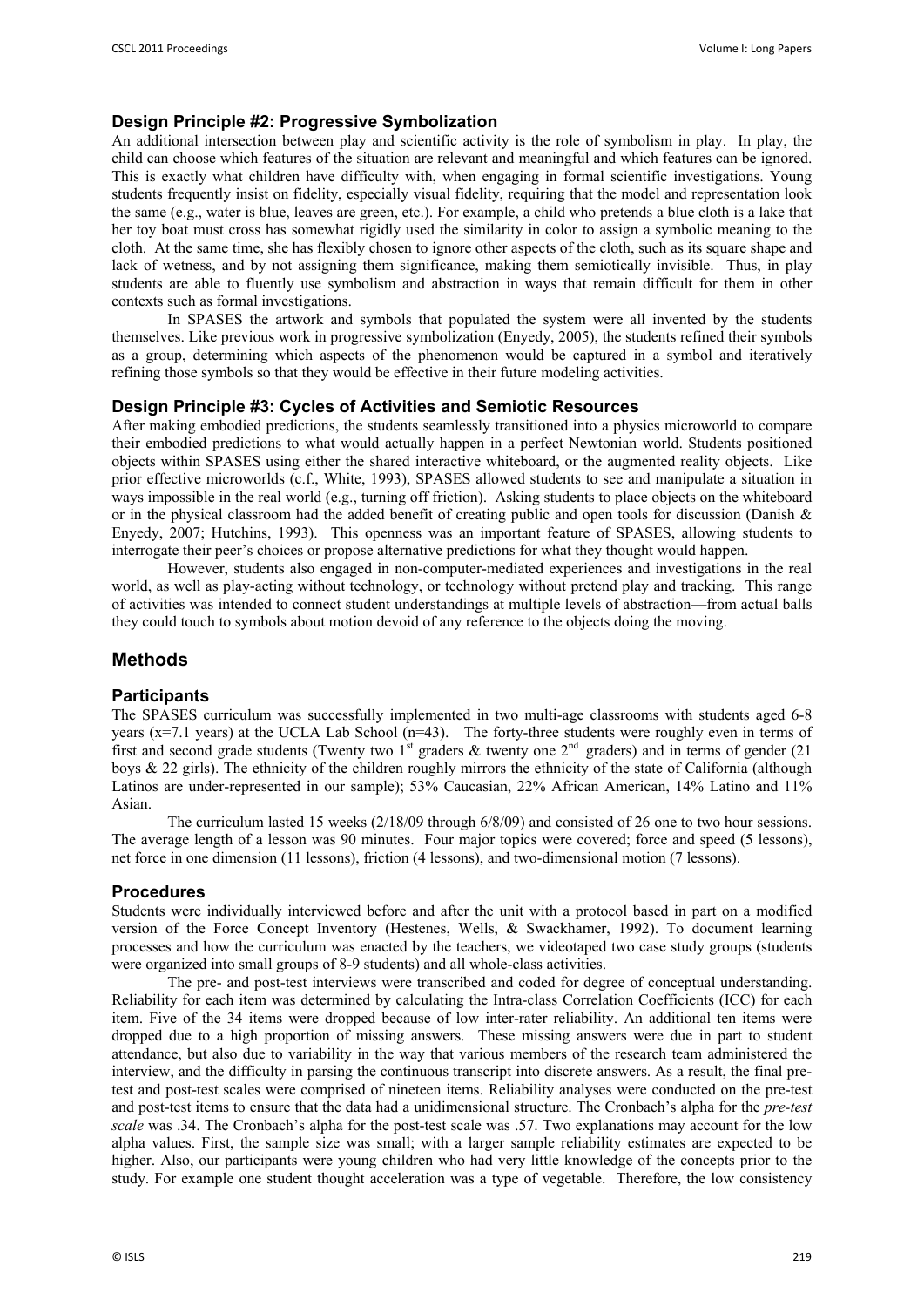### Design Principle #2: Progressive Symbolization

An additional intersection between play and scientific activity is the role of symbolism in play. In play, the child can choose which features of the situation are relevant and meaningful and which features can be ignored. This is exactly what children have difficulty with, when engaging in formal scientific investigations. Young students frequently insist on fidelity, especially visual fidelity, requiring that the model and representation look the same (e.g., water is blue, leaves are green, etc.). For example, a child who pretends a blue cloth is a lake that her toy boat must cross has somewhat rigidly used the similarity in color to assign a symbolic meaning to the cloth. At the same time, she has flexibly chosen to ignore other aspects of the cloth, such as its square shape and lack of wetness, and by not assigning them significance, making them semiotically invisible. Thus, in play students are able to fluently use symbolism and abstraction in ways that remain difficult for them in other contexts such as formal investigations.

In SPASES the artwork and symbols that populated the system were all invented by the students themselves. Like previous work in progressive symbolization (Enyedy, 2005), the students refined their symbols as a group, determining which aspects of the phenomenon would be captured in a symbol and iteratively refining those symbols so that they would be effective in their future modeling activities.

### Design Principle #3: Cycles of Activities and Semiotic Resources

After making embodied predictions, the students seamlessly transitioned into a physics microworld to compare their embodied predictions to what would actually happen in a perfect Newtonian world. Students positioned objects within SPASES using either the shared interactive whiteboard, or the augmented reality objects. Like prior effective microworlds (c.f., White, 1993), SPASES allowed students to see and manipulate a situation in ways impossible in the real world (e.g., turning off friction). Asking students to place objects on the whiteboard or in the physical classroom had the added benefit of creating public and open tools for discussion (Danish & Enyedy, 2007; Hutchins, 1993). This openness was an important feature of SPASES, allowing students to interrogate their peer's choices or propose alternative predictions for what they thought would happen.

However, students also engaged in non-computer-mediated experiences and investigations in the real world, as well as play-acting without technology, or technology without pretend play and tracking. This range of activities was intended to connect student understandings at multiple levels of abstraction—from actual balls they could touch to symbols about motion devoid of any reference to the objects doing the moving.

## Methods

### Participants

The SPASES curriculum was successfully implemented in two multi-age classrooms with students aged 6-8 years (x=7.1 years) at the UCLA Lab School (n=43). The forty-three students were roughly even in terms of first and second grade students (Twenty two 1st graders & twenty one 2nd graders) and in terms of gender (21 boys & 22 girls). The ethnicity of the children roughly mirrors the ethnicity of the state of California (although Latinos are under-represented in our sample); 53% Caucasian, 22% African American, 14% Latino and 11% Asian.

The curriculum lasted 15 weeks (2/18/09 through 6/8/09) and consisted of 26 one to two hour sessions. The average length of a lesson was 90 minutes. Four major topics were covered; force and speed (5 lessons), net force in one dimension (11 lessons), friction (4 lessons), and two-dimensional motion (7 lessons).

### Procedures

Students were individually interviewed before and after the unit with a protocol based in part on a modified version of the Force Concept Inventory (Hestenes, Wells, & Swackhamer, 1992). To document learning processes and how the curriculum was enacted by the teachers, we videotaped two case study groups (students were organized into small groups of 8-9 students) and all whole-class activities.

The pre- and post-test interviews were transcribed and coded for degree of conceptual understanding. Reliability for each item was determined by calculating the Intra-class Correlation Coefficients (ICC) for each item. Five of the 34 items were dropped because of low inter-rater reliability. An additional ten items were dropped due to a high proportion of missing answers. These missing answers were due in part to student attendance, but also due to variability in the way that various members of the research team administered the interview, and the difficulty in parsing the continuous transcript into discrete answers. As a result, the final pre-test and post-test scales were comprised of nineteen items. Reliability analyses were conducted on the pre-test and post-test items to ensure that the data had a unidimensional structure. The Cronbach's alpha for the *pre-test scale* was .34. The Cronbach's alpha for the post-test scale was .57. Two explanations may account for the low alpha values. First, the sample size was small; with a larger sample reliability estimates are expected to be higher. Also, our participants were young children who had very little knowledge of the concepts prior to the study. For example one student thought acceleration was a type of vegetable. Therefore, the low consistency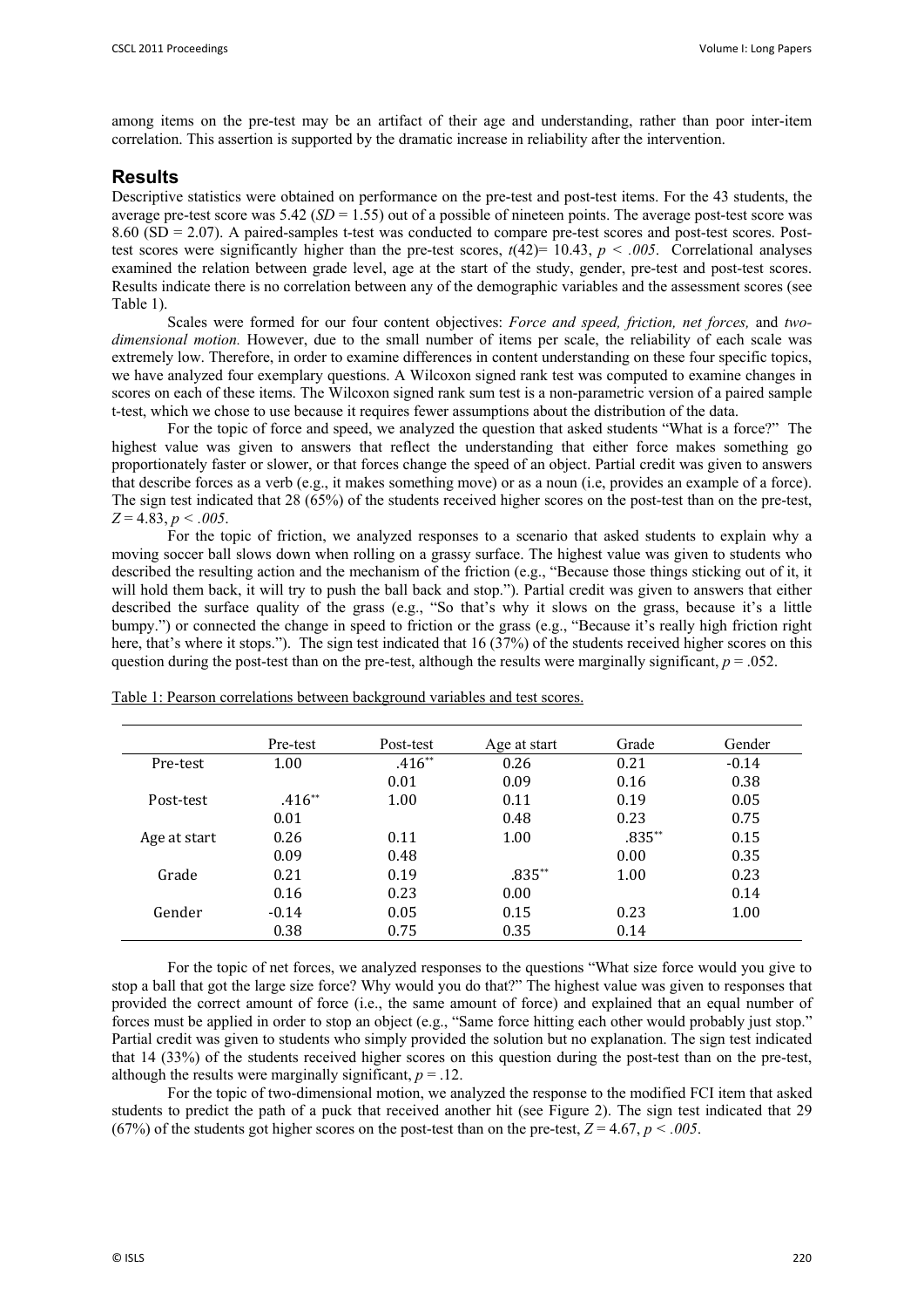among items on the pre-test may be an artifact of their age and understanding, rather than poor inter-item correlation. This assertion is supported by the dramatic increase in reliability after the intervention.

## Results

Descriptive statistics were obtained on performance on the pre-test and post-test items. For the 43 students, the average pre-test score was 5.42 ($SD$ = 1.55) out of a possible of nineteen points. The average post-test score was 8.60 (SD = 2.07). A paired-samples t-test was conducted to compare pre-test scores and post-test scores. Post-test scores were significantly higher than the pre-test scores, $t(42) = 10.43$, $p < .005$. Correlational analyses examined the relation between grade level, age at the start of the study, gender, pre-test and post-test scores. Results indicate there is no correlation between any of the demographic variables and the assessment scores (see Table 1).

Scales were formed for our four content objectives: *Force and speed, friction, net forces,* and *two-dimensional motion.* However, due to the small number of items per scale, the reliability of each scale was extremely low. Therefore, in order to examine differences in content understanding on these four specific topics, we have analyzed four exemplary questions. A Wilcoxon signed rank test was computed to examine changes in scores on each of these items. The Wilcoxon signed rank sum test is a non-parametric version of a paired sample t-test, which we chose to use because it requires fewer assumptions about the distribution of the data.

For the topic of force and speed, we analyzed the question that asked students "What is a force?" The highest value was given to answers that reflect the understanding that either force makes something go proportionately faster or slower, or that forces change the speed of an object. Partial credit was given to answers that describe forces as a verb (e.g., it makes something move) or as a noun (i.e, provides an example of a force). The sign test indicated that 28 (65%) of the students received higher scores on the post-test than on the pre-test, $Z = 4.83$, $p < .005$.

For the topic of friction, we analyzed responses to a scenario that asked students to explain why a moving soccer ball slows down when rolling on a grassy surface. The highest value was given to students who described the resulting action and the mechanism of the friction (e.g., "Because those things sticking out of it, it will hold them back, it will try to push the ball back and stop."). Partial credit was given to answers that either described the surface quality of the grass (e.g., "So that's why it slows on the grass, because it's a little bumpy.") or connected the change in speed to friction or the grass (e.g., "Because it's really high friction right here, that's where it stops."). The sign test indicated that 16 (37%) of the students received higher scores on this question during the post-test than on the pre-test, although the results were marginally significant, $p = .052$.

Table 1: Pearson correlations between background variables and test scores.

| | Pre-test | Post-test | Age at start | Grade | Gender |
|---|---|---|---|---|---|
| Pre-test | 1.00 | .416** | 0.26 | 0.21 | -0.14 |
| | | 0.01 | 0.09 | 0.16 | 0.38 |
| Post-test | .416** | 1.00 | 0.11 | 0.19 | 0.05 |
| | 0.01 | | 0.48 | 0.23 | 0.75 |
| Age at start | 0.26 | 0.11 | 1.00 | .835** | 0.15 |
| | 0.09 | 0.48 | | 0.00 | 0.35 |
| Grade | 0.21 | 0.19 | .835** | 1.00 | 0.23 |
| | 0.16 | 0.23 | 0.00 | | 0.14 |
| Gender | -0.14 | 0.05 | 0.15 | 0.23 | 1.00 |
| | 0.38 | 0.75 | 0.35 | 0.14 | |

For the topic of net forces, we analyzed responses to the questions "What size force would you give to stop a ball that got the large size force? Why would you do that?" The highest value was given to responses that provided the correct amount of force (i.e., the same amount of force) and explained that an equal number of forces must be applied in order to stop an object (e.g., "Same force hitting each other would probably just stop." Partial credit was given to students who simply provided the solution but no explanation. The sign test indicated that 14 (33%) of the students received higher scores on this question during the post-test than on the pre-test, although the results were marginally significant, $p = .12$.

For the topic of two-dimensional motion, we analyzed the response to the modified FCI item that asked students to predict the path of a puck that received another hit (see Figure 2). The sign test indicated that 29 (67%) of the students got higher scores on the post-test than on the pre-test, $Z = 4.67$, $p < .005$.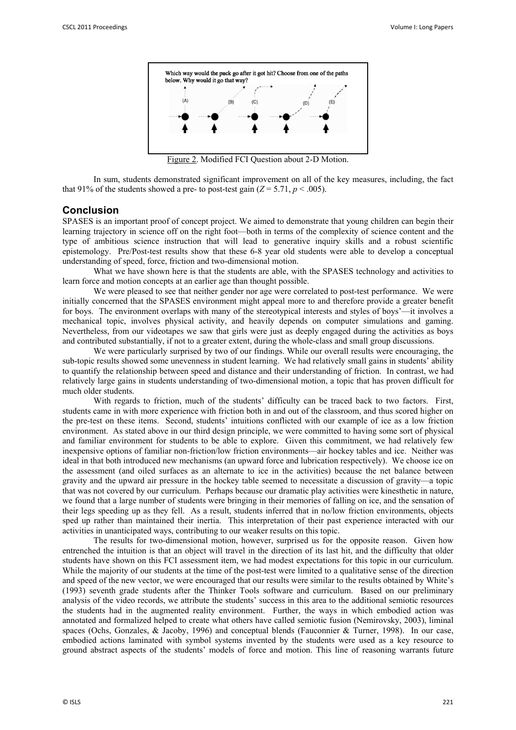Which way would the puck go after it got hit? Choose from one of the paths below. Why would it go that way?

(A) (B) (C) (D) (E)

Figure 2. Modified FCI Question about 2-D Motion.

In sum, students demonstrated significant improvement on all of the key measures, including, the fact that 91% of the students showed a pre- to post-test gain ($Z = 5.71$, $p < .005$).

## Conclusion

SPASES is an important proof of concept project. We aimed to demonstrate that young children can begin their learning trajectory in science off on the right foot—both in terms of the complexity of science content and the type of ambitious science instruction that will lead to generative inquiry skills and a robust scientific epistemology. Pre/Post-test results show that these 6-8 year old students were able to develop a conceptual understanding of speed, force, friction and two-dimensional motion.

What we have shown here is that the students are able, with the SPASES technology and activities to learn force and motion concepts at an earlier age than thought possible.

We were pleased to see that neither gender nor age were correlated to post-test performance. We were initially concerned that the SPASES environment might appeal more to and therefore provide a greater benefit for boys. The environment overlaps with many of the stereotypical interests and styles of boys'—it involves a mechanical topic, involves physical activity, and heavily depends on computer simulations and gaming. Nevertheless, from our videotapes we saw that girls were just as deeply engaged during the activities as boys and contributed substantially, if not to a greater extent, during the whole-class and small group discussions.

We were particularly surprised by two of our findings. While our overall results were encouraging, the sub-topic results showed some unevenness in student learning. We had relatively small gains in students' ability to quantify the relationship between speed and distance and their understanding of friction. In contrast, we had relatively large gains in students understanding of two-dimensional motion, a topic that has proven difficult for much older students.

With regards to friction, much of the students' difficulty can be traced back to two factors. First, students came in with more experience with friction both in and out of the classroom, and thus scored higher on the pre-test on these items. Second, students' intuitions conflicted with our example of ice as a low friction environment. As stated above in our third design principle, we were committed to having some sort of physical and familiar environment for students to be able to explore. Given this commitment, we had relatively few inexpensive options of familiar non-friction/low friction environments—air hockey tables and ice. Neither was ideal in that both introduced new mechanisms (an upward force and lubrication respectively). We choose ice on the assessment (and oiled surfaces as an alternate to ice in the activities) because the net balance between gravity and the upward air pressure in the hockey table seemed to necessitate a discussion of gravity—a topic that was not covered by our curriculum. Perhaps because our dramatic play activities were kinesthetic in nature, we found that a large number of students were bringing in their memories of falling on ice, and the sensation of their legs speeding up as they fell. As a result, students inferred that in no/low friction environments, objects sped up rather than maintained their inertia. This interpretation of their past experience interacted with our activities in unanticipated ways, contributing to our weaker results on this topic.

The results for two-dimensional motion, however, surprised us for the opposite reason. Given how entrenched the intuition is that an object will travel in the direction of its last hit, and the difficulty that older students have shown on this FCI assessment item, we had modest expectations for this topic in our curriculum. While the majority of our students at the time of the post-test were limited to a qualitative sense of the direction and speed of the new vector, we were encouraged that our results were similar to the results obtained by White's (1993) seventh grade students after the Thinker Tools software and curriculum. Based on our preliminary analysis of the video records, we attribute the students' success in this area to the additional semiotic resources the students had in the augmented reality environment. Further, the ways in which embodied action was annotated and formalized helped to create what others have called semiotic fusion (Nemirovsky, 2003), liminal spaces (Ochs, Gonzales, & Jacoby, 1996) and conceptual blends (Fauconnier & Turner, 1998). In our case, embodied actions laminated with symbol systems invented by the students were used as a key resource to ground abstract aspects of the students' models of force and motion. This line of reasoning warrants future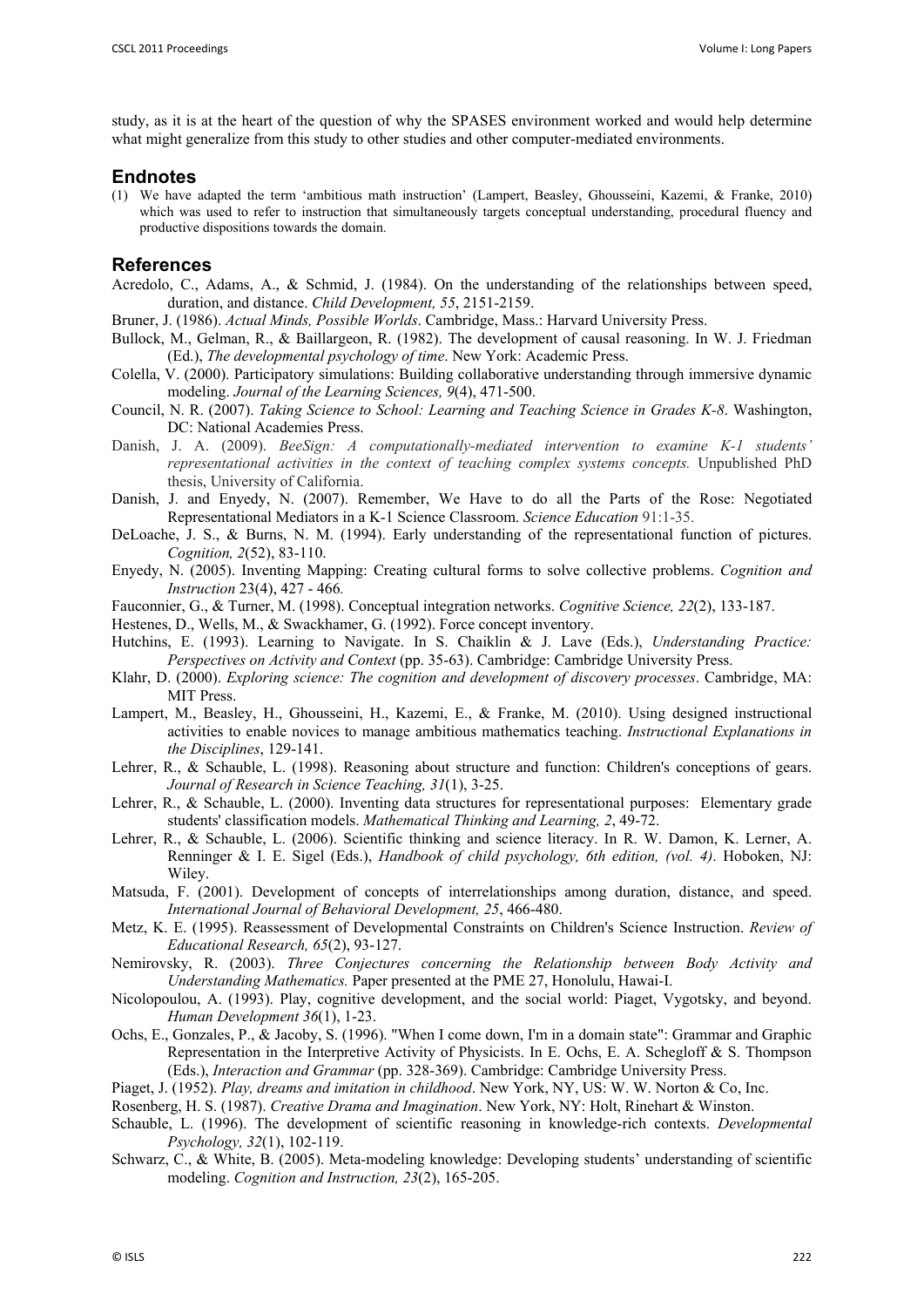study, as it is at the heart of the question of why the SPASES environment worked and would help determine what might generalize from this study to other studies and other computer-mediated environments.

## Endnotes

(1) We have adapted the term 'ambitious math instruction' (Lampert, Beasley, Ghousseini, Kazemi, & Franke, 2010) which was used to refer to instruction that simultaneously targets conceptual understanding, procedural fluency and productive dispositions towards the domain.

## References

Acredolo, C., Adams, A., & Schmid, J. (1984). On the understanding of the relationships between speed, duration, and distance. *Child Development, 55*, 2151-2159.

Bruner, J. (1986). *Actual Minds, Possible Worlds*. Cambridge, Mass.: Harvard University Press.

Bullock, M., Gelman, R., & Baillargeon, R. (1982). The development of causal reasoning. In W. J. Friedman (Ed.), *The developmental psychology of time*. New York: Academic Press.

Colella, V. (2000). Participatory simulations: Building collaborative understanding through immersive dynamic modeling. *Journal of the Learning Sciences, 9*(4), 471-500.

Council, N. R. (2007). *Taking Science to School: Learning and Teaching Science in Grades K-8*. Washington, DC: National Academies Press.

Danish, J. A. (2009). *BeeSign: A computationally-mediated intervention to examine K-1 students' representational activities in the context of teaching complex systems concepts.* Unpublished PhD thesis, University of California.

Danish, J. and Enyedy, N. (2007). Remember, We Have to do all the Parts of the Rose: Negotiated Representational Mediators in a K-1 Science Classroom. *Science Education* 91:1-35.

DeLoache, J. S., & Burns, N. M. (1994). Early understanding of the representational function of pictures. *Cognition, 2*(52), 83-110.

Enyedy, N. (2005). Inventing Mapping: Creating cultural forms to solve collective problems. *Cognition and Instruction* 23(4), 427 - 466.

Fauconnier, G., & Turner, M. (1998). Conceptual integration networks. *Cognitive Science, 22*(2), 133-187.

Hestenes, D., Wells, M., & Swackhamer, G. (1992). Force concept inventory.

Hutchins, E. (1993). Learning to Navigate. In S. Chaiklin & J. Lave (Eds.), *Understanding Practice: Perspectives on Activity and Context* (pp. 35-63). Cambridge: Cambridge University Press.

Klahr, D. (2000). *Exploring science: The cognition and development of discovery processes*. Cambridge, MA: MIT Press.

Lampert, M., Beasley, H., Ghousseini, H., Kazemi, E., & Franke, M. (2010). Using designed instructional activities to enable novices to manage ambitious mathematics teaching. *Instructional Explanations in the Disciplines*, 129-141.

Lehrer, R., & Schauble, L. (1998). Reasoning about structure and function: Children's conceptions of gears. *Journal of Research in Science Teaching, 31*(1), 3-25.

Lehrer, R., & Schauble, L. (2000). Inventing data structures for representational purposes: Elementary grade students' classification models. *Mathematical Thinking and Learning, 2*, 49-72.

Lehrer, R., & Schauble, L. (2006). Scientific thinking and science literacy. In R. W. Damon, K. Lerner, A. Renninger & I. E. Sigel (Eds.), *Handbook of child psychology, 6th edition, (vol. 4)*. Hoboken, NJ: Wiley.

Matsuda, F. (2001). Development of concepts of interrelationships among duration, distance, and speed. *International Journal of Behavioral Development, 25*, 466-480.

Metz, K. E. (1995). Reassessment of Developmental Constraints on Children's Science Instruction. *Review of Educational Research, 65*(2), 93-127.

Nemirovsky, R. (2003). *Three Conjectures concerning the Relationship between Body Activity and Understanding Mathematics.* Paper presented at the PME 27, Honolulu, Hawai-I.

Nicolopoulou, A. (1993). Play, cognitive development, and the social world: Piaget, Vygotsky, and beyond. *Human Development 36*(1), 1-23.

Ochs, E., Gonzales, P., & Jacoby, S. (1996). "When I come down, I'm in a domain state": Grammar and Graphic Representation in the Interpretive Activity of Physicists. In E. Ochs, E. A. Schegloff & S. Thompson (Eds.), *Interaction and Grammar* (pp. 328-369). Cambridge: Cambridge University Press.

Piaget, J. (1952). *Play, dreams and imitation in childhood*. New York, NY, US: W. W. Norton & Co, Inc.

Rosenberg, H. S. (1987). *Creative Drama and Imagination*. New York, NY: Holt, Rinehart & Winston.

Schauble, L. (1996). The development of scientific reasoning in knowledge-rich contexts. *Developmental Psychology, 32*(1), 102-119.

Schwarz, C., & White, B. (2005). Meta-modeling knowledge: Developing students' understanding of scientific modeling. *Cognition and Instruction, 23*(2), 165-205.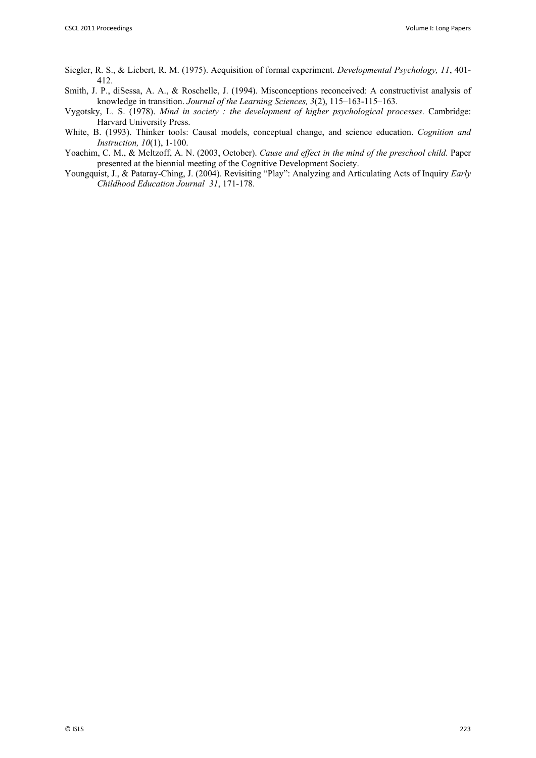Siegler, R. S., & Liebert, R. M. (1975). Acquisition of formal experiment. *Developmental Psychology, 11*, 401-412.

Smith, J. P., diSessa, A. A., & Roschelle, J. (1994). Misconceptions reconceived: A constructivist analysis of knowledge in transition. *Journal of the Learning Sciences, 3*(2), 115–163-115–163.

Vygotsky, L. S. (1978). *Mind in society : the development of higher psychological processes*. Cambridge: Harvard University Press.

White, B. (1993). Thinker tools: Causal models, conceptual change, and science education. *Cognition and Instruction, 10*(1), 1-100.

Yoachim, C. M., & Meltzoff, A. N. (2003, October). *Cause and effect in the mind of the preschool child*. Paper presented at the biennial meeting of the Cognitive Development Society.

Youngquist, J., & Pataray-Ching, J. (2004). Revisiting "Play": Analyzing and Articulating Acts of Inquiry *Early Childhood Education Journal 31*, 171-178.